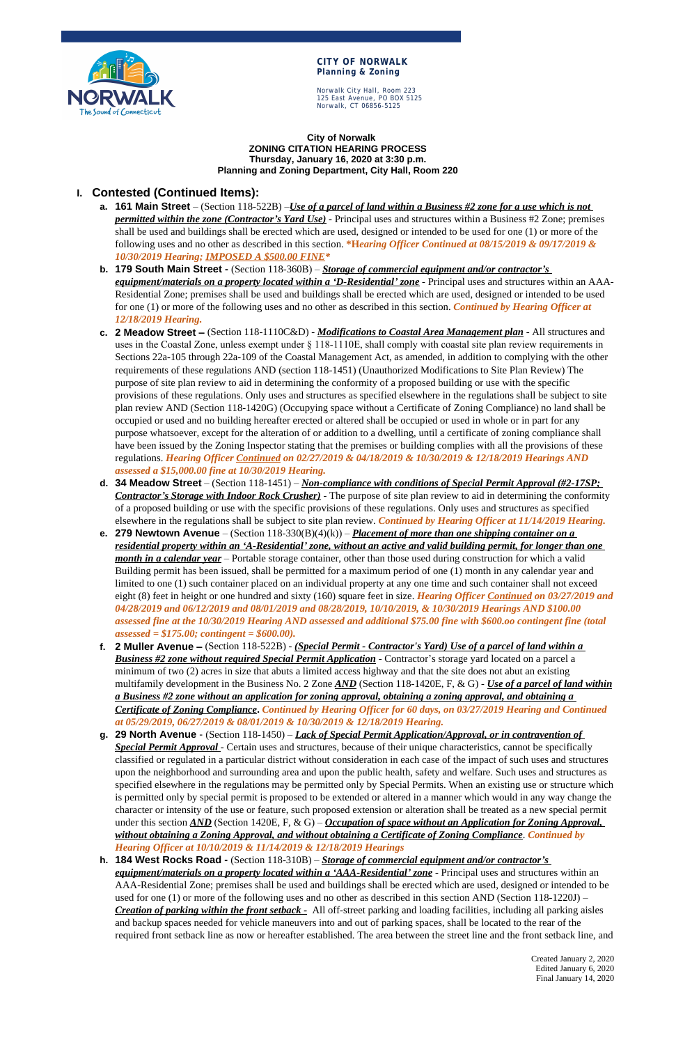**CITY OF NORWALK**
**Planning & Zoning**

Norwalk City Hall, Room 223
125 East Avenue, PO BOX 5125
Norwalk, CT 06856-5125

**City of Norwalk**
**ZONING CITATION HEARING PROCESS**
**Thursday, January 16, 2020 at 3:30 p.m.**
**Planning and Zoning Department, City Hall, Room 220**

## I. Contested (Continued Items):

a. **161 Main Street** – (Section 118-522B) –***Use of a parcel of land within a Business #2 zone for a use which is not permitted within the zone (Contractor's Yard Use)*** - Principal uses and structures within a Business #2 Zone; premises shall be used and buildings shall be erected which are used, designed or intended to be used for one (1) or more of the following uses and no other as described in this section. ***\*Hearing Officer Continued at 08/15/2019 & 09/17/2019 & 10/30/2019 Hearing; IMPOSED A $500.00 FINE\****

b. **179 South Main Street -** (Section 118-360B) – ***Storage of commercial equipment and/or contractor's equipment/materials on a property located within a 'D-Residential' zone*** - Principal uses and structures within an AAA-Residential Zone; premises shall be used and buildings shall be erected which are used, designed or intended to be used for one (1) or more of the following uses and no other as described in this section. ***Continued by Hearing Officer at 12/18/2019 Hearing.***

c. **2 Meadow Street** – (Section 118-1110C&D) - ***Modifications to Coastal Area Management plan*** - All structures and uses in the Coastal Zone, unless exempt under § 118-1110E, shall comply with coastal site plan review requirements in Sections 22a-105 through 22a-109 of the Coastal Management Act, as amended, in addition to complying with the other requirements of these regulations AND (section 118-1451) (Unauthorized Modifications to Site Plan Review) The purpose of site plan review to aid in determining the conformity of a proposed building or use with the specific provisions of these regulations. Only uses and structures as specified elsewhere in the regulations shall be subject to site plan review AND (Section 118-1420G) (Occupying space without a Certificate of Zoning Compliance) no land shall be occupied or used and no building hereafter erected or altered shall be occupied or used in whole or in part for any purpose whatsoever, except for the alteration of or addition to a dwelling, until a certificate of zoning compliance shall have been issued by the Zoning Inspector stating that the premises or building complies with all the provisions of these regulations. ***Hearing Officer Continued on 02/27/2019 & 04/18/2019 & 10/30/2019 & 12/18/2019 Hearings AND assessed a $15,000.00 fine at 10/30/2019 Hearing.***

d. **34 Meadow Street** – (Section 118-1451) – ***Non-compliance with conditions of Special Permit Approval (#2-17SP; Contractor's Storage with Indoor Rock Crusher)*** - The purpose of site plan review to aid in determining the conformity of a proposed building or use with the specific provisions of these regulations. Only uses and structures as specified elsewhere in the regulations shall be subject to site plan review. ***Continued by Hearing Officer at 11/14/2019 Hearing.***

e. **279 Newtown Avenue** – (Section 118-330(B)(4)(k)) – ***Placement of more than one shipping container on a residential property within an 'A-Residential' zone, without an active and valid building permit, for longer than one month in a calendar year*** – Portable storage container, other than those used during construction for which a valid Building permit has been issued, shall be permitted for a maximum period of one (1) month in any calendar year and limited to one (1) such container placed on an individual property at any one time and such container shall not exceed eight (8) feet in height or one hundred and sixty (160) square feet in size. ***Hearing Officer Continued on 03/27/2019 and 04/28/2019 and 06/12/2019 and 08/01/2019 and 08/28/2019, 10/10/2019, & 10/30/2019 Hearings AND $100.00 assessed fine at the 10/30/2019 Hearing AND assessed and additional $75.00 fine with $600.oo contingent fine (total assessed = $175.00; contingent = $600.00).***

f. **2 Muller Avenue –** (Section 118-522B) - ***(Special Permit - Contractor's Yard) Use of a parcel of land within a Business #2 zone without required Special Permit Application*** - Contractor's storage yard located on a parcel a minimum of two (2) acres in size that abuts a limited access highway and that the site does not abut an existing multifamily development in the Business No. 2 Zone ***AND*** (Section 118-1420E, F, & G) - ***Use of a parcel of land within a Business #2 zone without an application for zoning approval, obtaining a zoning approval, and obtaining a Certificate of Zoning Compliance***. ***Continued by Hearing Officer for 60 days, on 03/27/2019 Hearing and Continued at 05/29/2019, 06/27/2019 & 08/01/2019 & 10/30/2019 & 12/18/2019 Hearing.***

g. **29 North Avenue** - (Section 118-1450) – ***Lack of Special Permit Application/Approval, or in contravention of Special Permit Approval*** - Certain uses and structures, because of their unique characteristics, cannot be specifically classified or regulated in a particular district without consideration in each case of the impact of such uses and structures upon the neighborhood and surrounding area and upon the public health, safety and welfare. Such uses and structures as specified elsewhere in the regulations may be permitted only by Special Permits. When an existing use or structure which is permitted only by special permit is proposed to be extended or altered in a manner which would in any way change the character or intensity of the use or feature, such proposed extension or alteration shall be treated as a new special permit under this section ***AND*** (Section 1420E, F, & G) – ***Occupation of space without an Application for Zoning Approval, without obtaining a Zoning Approval, and without obtaining a Certificate of Zoning Compliance***. ***Continued by Hearing Officer at 10/10/2019 & 11/14/2019 & 12/18/2019 Hearings***

h. **184 West Rocks Road -** (Section 118-310B) – ***Storage of commercial equipment and/or contractor's equipment/materials on a property located within a 'AAA-Residential' zone*** - Principal uses and structures within an AAA-Residential Zone; premises shall be used and buildings shall be erected which are used, designed or intended to be used for one (1) or more of the following uses and no other as described in this section AND (Section 118-1220J) – ***Creation of parking within the front setback -*** All off-street parking and loading facilities, including all parking aisles and backup spaces needed for vehicle maneuvers into and out of parking spaces, shall be located to the rear of the required front setback line as now or hereafter established. The area between the street line and the front setback line, and

Created January 2, 2020
Edited January 6, 2020
Final January 14, 2020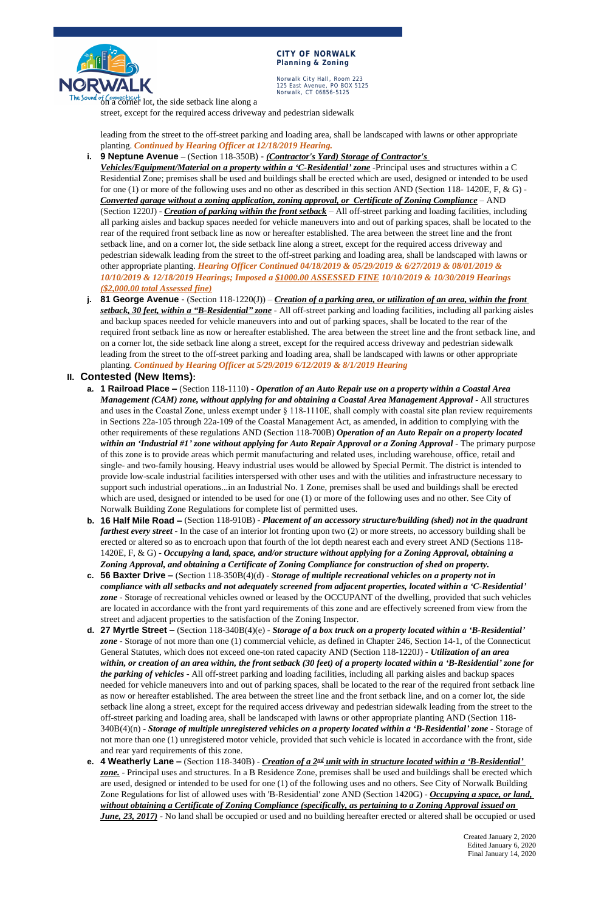on a corner lot, the side setback line along a street, except for the required access driveway and pedestrian sidewalk leading from the street to the off-street parking and loading area, shall be landscaped with lawns or other appropriate planting. ***Continued by Hearing Officer at 12/18/2019 Hearing.***

i. **9 Neptune Avenue** – (Section 118-350B) - ***(Contractor's Yard) Storage of Contractor's Vehicles/Equipment/Material on a property within a 'C-Residential' zone*** -Principal uses and structures within a C Residential Zone; premises shall be used and buildings shall be erected which are used, designed or intended to be used for one (1) or more of the following uses and no other as described in this section AND (Section 118- 1420E, F, & G) - ***Converted garage without a zoning application, zoning approval, or Certificate of Zoning Compliance*** – AND (Section 1220J) - ***Creation of parking within the front setback*** – All off-street parking and loading facilities, including all parking aisles and backup spaces needed for vehicle maneuvers into and out of parking spaces, shall be located to the rear of the required front setback line as now or hereafter established. The area between the street line and the front setback line, and on a corner lot, the side setback line along a street, except for the required access driveway and pedestrian sidewalk leading from the street to the off-street parking and loading area, shall be landscaped with lawns or other appropriate planting. ***Hearing Officer Continued 04/18/2019 & 05/29/2019 & 6/27/2019 & 08/01/2019 & 10/10/2019 & 12/18/2019 Hearings; Imposed a $1000.00 ASSESSED FINE 10/10/2019 & 10/30/2019 Hearings ($2,000.00 total Assessed fine)***

j. **81 George Avenue** - (Section 118-1220(J)) – ***Creation of a parking area, or utilization of an area, within the front setback, 30 feet, within a "B-Residential" zone*** - All off-street parking and loading facilities, including all parking aisles and backup spaces needed for vehicle maneuvers into and out of parking spaces, shall be located to the rear of the required front setback line as now or hereafter established. The area between the street line and the front setback line, and on a corner lot, the side setback line along a street, except for the required access driveway and pedestrian sidewalk leading from the street to the off-street parking and loading area, shall be landscaped with lawns or other appropriate planting. ***Continued by Hearing Officer at 5/29/2019 6/12/2019 & 8/1/2019 Hearing***

## II. Contested (New Items):

a. **1 Railroad Place –** (Section 118-1110) - ***Operation of an Auto Repair use on a property within a Coastal Area Management (CAM) zone, without applying for and obtaining a Coastal Area Management Approval*** - All structures and uses in the Coastal Zone, unless exempt under § 118-1110E, shall comply with coastal site plan review requirements in Sections 22a-105 through 22a-109 of the Coastal Management Act, as amended, in addition to complying with the other requirements of these regulations AND (Section 118-700B) ***Operation of an Auto Repair on a property located within an 'Industrial #1' zone without applying for Auto Repair Approval or a Zoning Approval*** - The primary purpose of this zone is to provide areas which permit manufacturing and related uses, including warehouse, office, retail and single- and two-family housing. Heavy industrial uses would be allowed by Special Permit. The district is intended to provide low-scale industrial facilities interspersed with other uses and with the utilities and infrastructure necessary to support such industrial operations...in an Industrial No. 1 Zone, premises shall be used and buildings shall be erected which are used, designed or intended to be used for one (1) or more of the following uses and no other. See City of Norwalk Building Zone Regulations for complete list of permitted uses.

b. **16 Half Mile Road –** (Section 118-910B) - ***Placement of an accessory structure/building (shed) not in the quadrant farthest every street*** - In the case of an interior lot fronting upon two (2) or more streets, no accessory building shall be erected or altered so as to encroach upon that fourth of the lot depth nearest each and every street AND (Sections 118-1420E, F, & G) - ***Occupying a land, space, and/or structure without applying for a Zoning Approval, obtaining a Zoning Approval, and obtaining a Certificate of Zoning Compliance for construction of shed on property.***

c. **56 Baxter Drive –** (Section 118-350B(4)(d) - ***Storage of multiple recreational vehicles on a property not in compliance with all setbacks and not adequately screened from adjacent properties, located within a 'C-Residential' zone*** - Storage of recreational vehicles owned or leased by the OCCUPANT of the dwelling, provided that such vehicles are located in accordance with the front yard requirements of this zone and are effectively screened from view from the street and adjacent properties to the satisfaction of the Zoning Inspector.

d. **27 Myrtle Street –** (Section 118-340B(4)(e) - ***Storage of a box truck on a property located within a 'B-Residential' zone*** - Storage of not more than one (1) commercial vehicle, as defined in Chapter 246, Section 14-1, of the Connecticut General Statutes, which does not exceed one-ton rated capacity AND (Section 118-1220J) - ***Utilization of an area within, or creation of an area within, the front setback (30 feet) of a property located within a 'B-Residential' zone for the parking of vehicles*** - All off-street parking and loading facilities, including all parking aisles and backup spaces needed for vehicle maneuvers into and out of parking spaces, shall be located to the rear of the required front setback line as now or hereafter established. The area between the street line and the front setback line, and on a corner lot, the side setback line along a street, except for the required access driveway and pedestrian sidewalk leading from the street to the off-street parking and loading area, shall be landscaped with lawns or other appropriate planting AND (Section 118-340B(4)(n) - ***Storage of multiple unregistered vehicles on a property located within a 'B-Residential' zone*** - Storage of not more than one (1) unregistered motor vehicle, provided that such vehicle is located in accordance with the front, side and rear yard requirements of this zone.

e. **4 Weatherly Lane –** (Section 118-340B) - ***Creation of a 2nd unit with in structure located within a 'B-Residential' zone.*** - Principal uses and structures. In a B Residence Zone, premises shall be used and buildings shall be erected which are used, designed or intended to be used for one (1) of the following uses and no others. See City of Norwalk Building Zone Regulations for list of allowed uses with 'B-Residential' zone AND (Section 1420G) - ***Occupying a space, or land, without obtaining a Certificate of Zoning Compliance (specifically, as pertaining to a Zoning Approval issued on June, 23, 2017)*** - No land shall be occupied or used and no building hereafter erected or altered shall be occupied or used

Created January 2, 2020
Edited January 6, 2020
Final January 14, 2020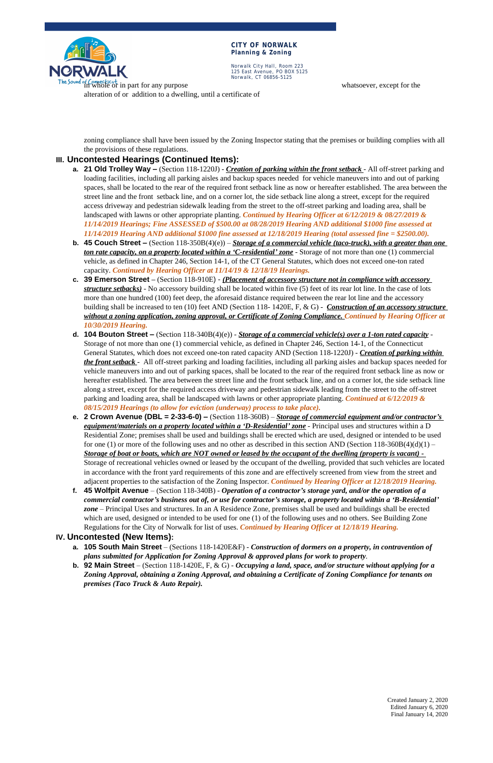in whole or in part for any purpose whatsoever, except for the alteration of or addition to a dwelling, until a certificate of zoning compliance shall have been issued by the Zoning Inspector stating that the premises or building complies with all the provisions of these regulations.

## III. Uncontested Hearings (Continued Items):

a. **21 Old Trolley Way –** (Section 118-1220J) - ***Creation of parking within the front setback*** - All off-street parking and loading facilities, including all parking aisles and backup spaces needed for vehicle maneuvers into and out of parking spaces, shall be located to the rear of the required front setback line as now or hereafter established. The area between the street line and the front setback line, and on a corner lot, the side setback line along a street, except for the required access driveway and pedestrian sidewalk leading from the street to the off-street parking and loading area, shall be landscaped with lawns or other appropriate planting. ***Continued by Hearing Officer at 6/12/2019 & 8/27/2019 & 11/14/2019 Hearings; Fine ASSESSED of $500.00 at 08/28/2019 Hearing AND additional $1000 fine assessed at 11/14/2019 Hearing AND additional $1000 fine assessed at 12/18/2019 Hearing (total assessed fine = $2500.00).***

b. **45 Couch Street –** (Section 118-350B(4)(e)) – ***Storage of a commercial vehicle (taco-truck), with a greater than one ton rate capacity, on a property located within a 'C-residential' zone*** - Storage of not more than one (1) commercial vehicle, as defined in Chapter 246, Section 14-1, of the CT General Statutes, which does not exceed one-ton rated capacity. ***Continued by Hearing Officer at 11/14/19 & 12/18/19 Hearings.***

c. **39 Emerson Street** – (Section 118-910E) - ***(Placement of accessory structure not in compliance with accessory structure setbacks)*** - No accessory building shall be located within five (5) feet of its rear lot line. In the case of lots more than one hundred (100) feet deep, the aforesaid distance required between the rear lot line and the accessory building shall be increased to ten (10) feet AND (Section 118- 1420E, F, & G) - ***Construction of an accessory structure without a zoning application, zoning approval, or Certificate of Zoning Compliance.*** ***Continued by Hearing Officer at 10/30/2019 Hearing.***

d. **104 Bouton Street –** (Section 118-340B(4)(e)) - ***Storage of a commercial vehicle(s) over a 1-ton rated capacity*** - Storage of not more than one (1) commercial vehicle, as defined in Chapter 246, Section 14-1, of the Connecticut General Statutes, which does not exceed one-ton rated capacity AND (Section 118-1220J) - ***Creation of parking within the front setback*** - All off-street parking and loading facilities, including all parking aisles and backup spaces needed for vehicle maneuvers into and out of parking spaces, shall be located to the rear of the required front setback line as now or hereafter established. The area between the street line and the front setback line, and on a corner lot, the side setback line along a street, except for the required access driveway and pedestrian sidewalk leading from the street to the off-street parking and loading area, shall be landscaped with lawns or other appropriate planting. ***Continued at 6/12/2019 & 08/15/2019 Hearings (to allow for eviction (underway) process to take place).***

e. **2 Crown Avenue (DBL = 2-33-6-0) –** (Section 118-360B) – ***Storage of commercial equipment and/or contractor's equipment/materials on a property located within a 'D-Residential' zone*** - Principal uses and structures within a D Residential Zone; premises shall be used and buildings shall be erected which are used, designed or intended to be used for one (1) or more of the following uses and no other as described in this section AND (Section 118-360B(4)(d)(1) – ***Storage of boat or boats, which are NOT owned or leased by the occupant of the dwelling (property is vacant) -*** Storage of recreational vehicles owned or leased by the occupant of the dwelling, provided that such vehicles are located in accordance with the front yard requirements of this zone and are effectively screened from view from the street and adjacent properties to the satisfaction of the Zoning Inspector. ***Continued by Hearing Officer at 12/18/2019 Hearing.***

f. **45 Wolfpit Avenue** – (Section 118-340B) - ***Operation of a contractor's storage yard, and/or the operation of a commercial contractor's business out of, or use for contractor's storage, a property located within a 'B-Residential' zone*** – Principal Uses and structures. In an A Residence Zone, premises shall be used and buildings shall be erected which are used, designed or intended to be used for one (1) of the following uses and no others. See Building Zone Regulations for the City of Norwalk for list of uses. ***Continued by Hearing Officer at 12/18/19 Hearing.***

## IV. Uncontested (New Items):

a. **105 South Main Street** – (Sections 118-1420E&F) - ***Construction of dormers on a property, in contravention of plans submitted for Application for Zoning Approval & approved plans for work to property.***

b. **92 Main Street** – (Section 118-1420E, F, & G) - ***Occupying a land, space, and/or structure without applying for a Zoning Approval, obtaining a Zoning Approval, and obtaining a Certificate of Zoning Compliance for tenants on premises (Taco Truck & Auto Repair).***

Created January 2, 2020
Edited January 6, 2020
Final January 14, 2020